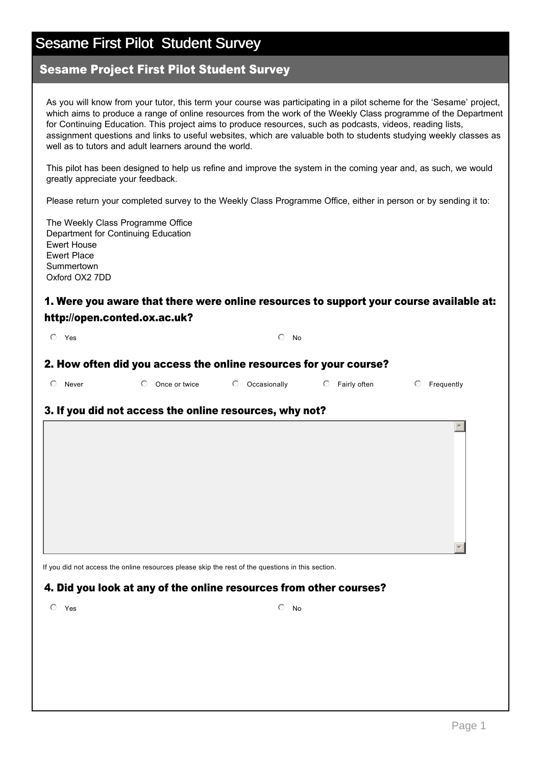# Sesame First Pilot Student Survey

## Sesame Project First Pilot Student Survey

As you will know from your tutor, this term your course was participating in a pilot scheme for the 'Sesame' project, which aims to produce a range of online resources from the work of the Weekly Class programme of the Department for Continuing Education. This project aims to produce resources, such as podcasts, videos, reading lists, assignment questions and links to useful websites, which are valuable both to students studying weekly classes as well as to tutors and adult learners around the world.

This pilot has been designed to help us refine and improve the system in the coming year and, as such, we would greatly appreciate your feedback.

Please return your completed survey to the Weekly Class Programme Office, either in person or by sending it to:

The Weekly Class Programme Office
Department for Continuing Education
Ewert House
Ewert Place
Summertown
Oxford OX2 7DD

### 1. Were you aware that there were online resources to support your course available at: http://open.conted.ox.ac.uk?

- ○ Yes
- ○ No

### 2. How often did you access the online resources for your course?

- ○ Never
- ○ Once or twice
- ○ Occasionally
- ○ Fairly often
- ○ Frequently

### 3. If you did not access the online resources, why not?

If you did not access the online resources please skip the rest of the questions in this section.

### 4. Did you look at any of the online resources from other courses?

- ○ Yes
- ○ No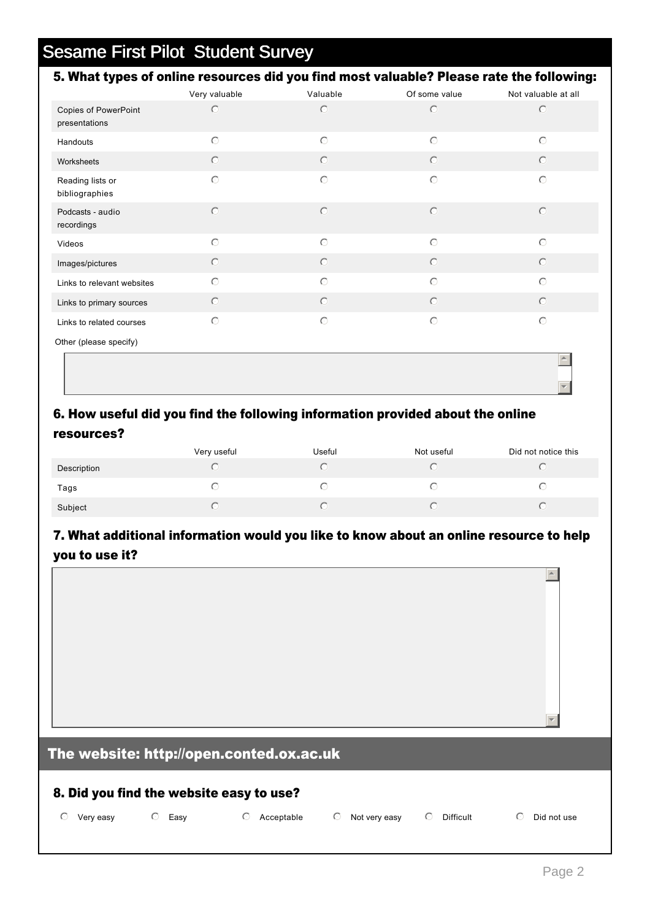# Sesame First Pilot Student Survey

## 5. What types of online resources did you find most valuable? Please rate the following:

| | Very valuable | Valuable | Of some value | Not valuable at all |
|---|---|---|---|---|
| Copies of PowerPoint presentations | ○ | ○ | ○ | ○ |
| Handouts | ○ | ○ | ○ | ○ |
| Worksheets | ○ | ○ | ○ | ○ |
| Reading lists or bibliographies | ○ | ○ | ○ | ○ |
| Podcasts - audio recordings | ○ | ○ | ○ | ○ |
| Videos | ○ | ○ | ○ | ○ |
| Images/pictures | ○ | ○ | ○ | ○ |
| Links to relevant websites | ○ | ○ | ○ | ○ |
| Links to primary sources | ○ | ○ | ○ | ○ |
| Links to related courses | ○ | ○ | ○ | ○ |

Other (please specify)

## 6. How useful did you find the following information provided about the online resources?

| | Very useful | Useful | Not useful | Did not notice this |
|---|---|---|---|---|
| Description | ○ | ○ | ○ | ○ |
| Tags | ○ | ○ | ○ | ○ |
| Subject | ○ | ○ | ○ | ○ |

## 7. What additional information would you like to know about an online resource to help you to use it?

# The website: http://open.conted.ox.ac.uk

## 8. Did you find the website easy to use?

○ Very easy ○ Easy ○ Acceptable ○ Not very easy ○ Difficult ○ Did not use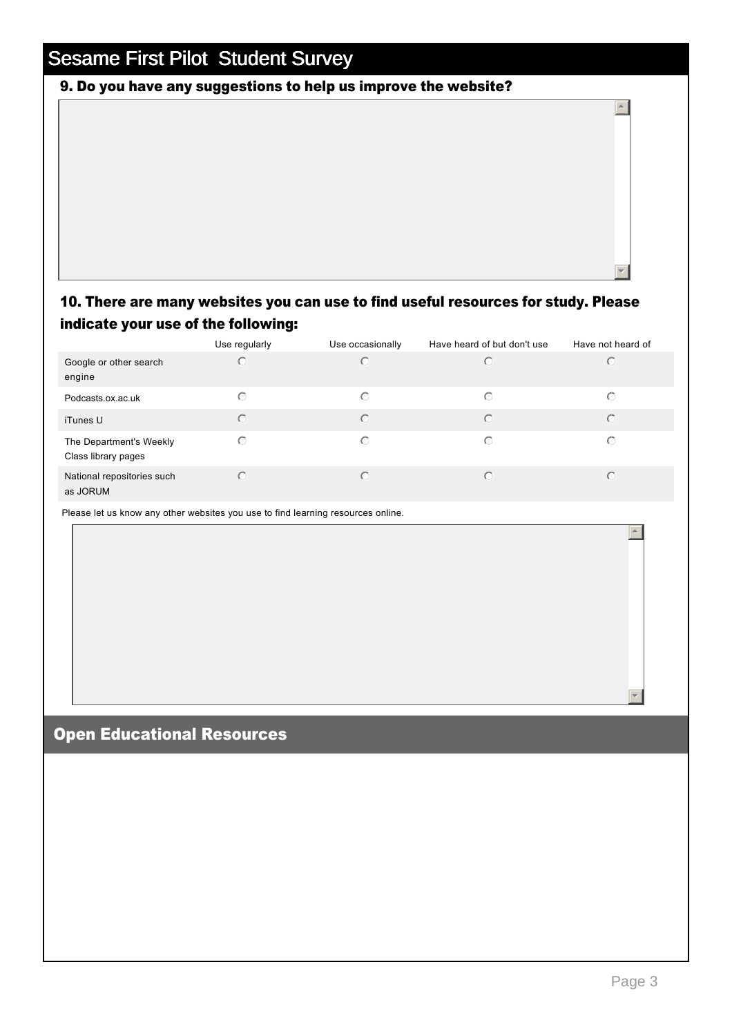# Sesame First Pilot Student Survey

### 9. Do you have any suggestions to help us improve the website?

### 10. There are many websites you can use to find useful resources for study. Please indicate your use of the following:

| | Use regularly | Use occasionally | Have heard of but don't use | Have not heard of |
|---|---|---|---|---|
| Google or other search engine | ○ | ○ | ○ | ○ |
| Podcasts.ox.ac.uk | ○ | ○ | ○ | ○ |
| iTunes U | ○ | ○ | ○ | ○ |
| The Department's Weekly Class library pages | ○ | ○ | ○ | ○ |
| National repositories such as JORUM | ○ | ○ | ○ | ○ |

Please let us know any other websites you use to find learning resources online.

## Open Educational Resources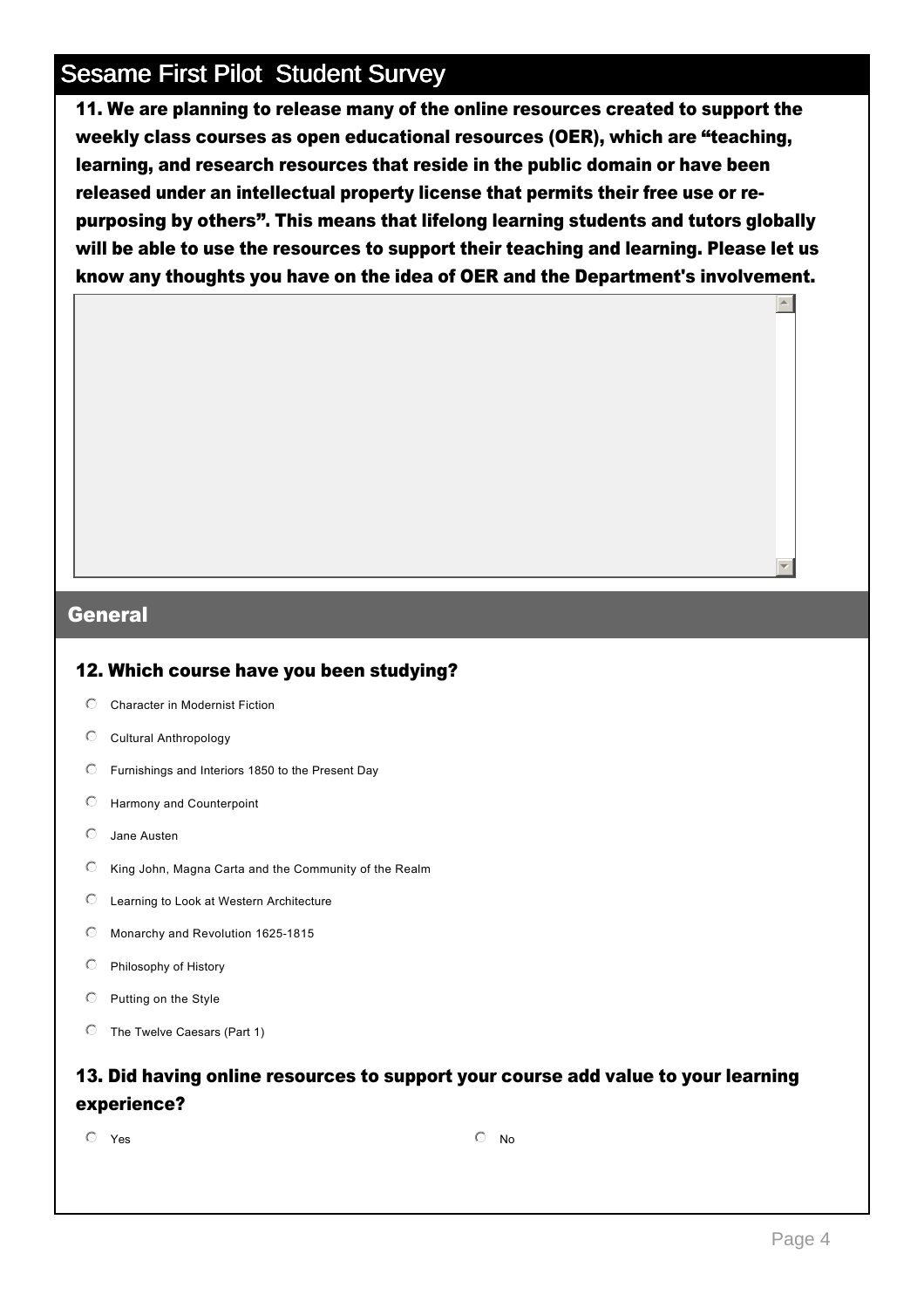# Sesame First Pilot Student Survey

**11. We are planning to release many of the online resources created to support the weekly class courses as open educational resources (OER), which are "teaching, learning, and research resources that reside in the public domain or have been released under an intellectual property license that permits their free use or re-purposing by others". This means that lifelong learning students and tutors globally will be able to use the resources to support their teaching and learning. Please let us know any thoughts you have on the idea of OER and the Department's involvement.**

## General

### 12. Which course have you been studying?

- Character in Modernist Fiction
- Cultural Anthropology
- Furnishings and Interiors 1850 to the Present Day
- Harmony and Counterpoint
- Jane Austen
- King John, Magna Carta and the Community of the Realm
- Learning to Look at Western Architecture
- Monarchy and Revolution 1625-1815
- Philosophy of History
- Putting on the Style
- The Twelve Caesars (Part 1)

### 13. Did having online resources to support your course add value to your learning experience?

- Yes
- No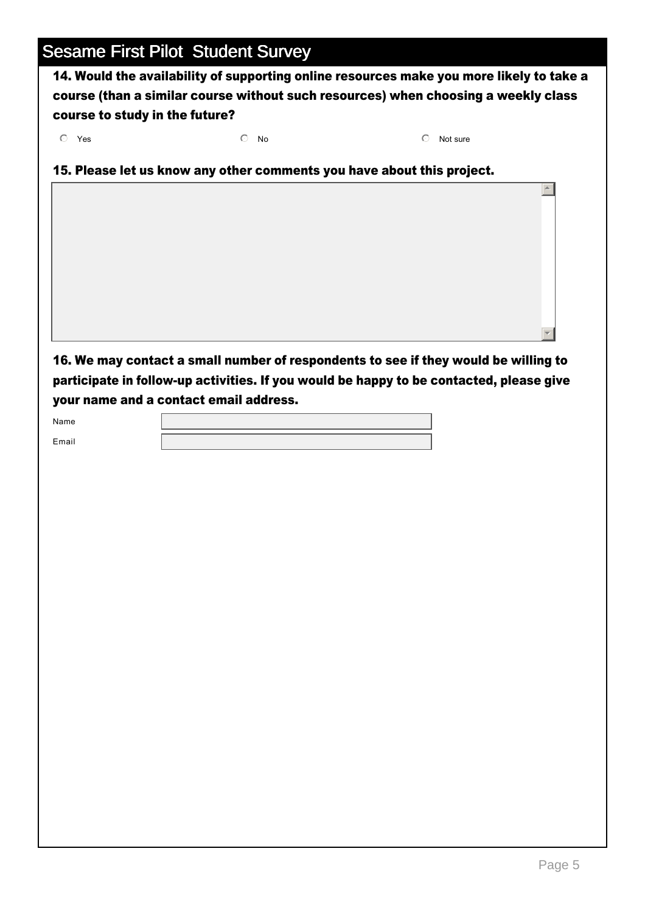# Sesame First Pilot Student Survey

**14. Would the availability of supporting online resources make you more likely to take a course (than a similar course without such resources) when choosing a weekly class course to study in the future?**

- ○ Yes
- ○ No
- ○ Not sure

**15. Please let us know any other comments you have about this project.**

**16. We may contact a small number of respondents to see if they would be willing to participate in follow-up activities. If you would be happy to be contacted, please give your name and a contact email address.**

Name

Email